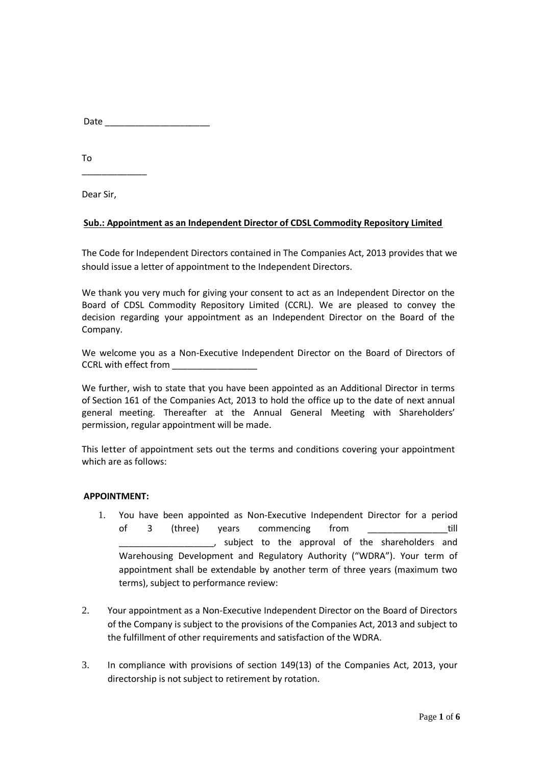Date _____________________

To

_____________

Dear Sir,

**Sub.: Appointment as an Independent Director of CDSL Commodity Repository Limited**

The Code for Independent Directors contained in The Companies Act, 2013 provides that we should issue a letter of appointment to the Independent Directors.

We thank you very much for giving your consent to act as an Independent Director on the Board of CDSL Commodity Repository Limited (CCRL). We are pleased to convey the decision regarding your appointment as an Independent Director on the Board of the Company.

We welcome you as a Non-Executive Independent Director on the Board of Directors of CCRL with effect from _________________

We further, wish to state that you have been appointed as an Additional Director in terms of Section 161 of the Companies Act, 2013 to hold the office up to the date of next annual general meeting. Thereafter at the Annual General Meeting with Shareholders' permission, regular appointment will be made.

This letter of appointment sets out the terms and conditions covering your appointment which are as follows:

**APPOINTMENT:**

1. You have been appointed as Non-Executive Independent Director for a period of 3 (three) years commencing from ________________till ___________________, subject to the approval of the shareholders and Warehousing Development and Regulatory Authority ("WDRA"). Your term of appointment shall be extendable by another term of three years (maximum two terms), subject to performance review:

2. Your appointment as a Non-Executive Independent Director on the Board of Directors of the Company is subject to the provisions of the Companies Act, 2013 and subject to the fulfillment of other requirements and satisfaction of the WDRA.

3. In compliance with provisions of section 149(13) of the Companies Act, 2013, your directorship is not subject to retirement by rotation.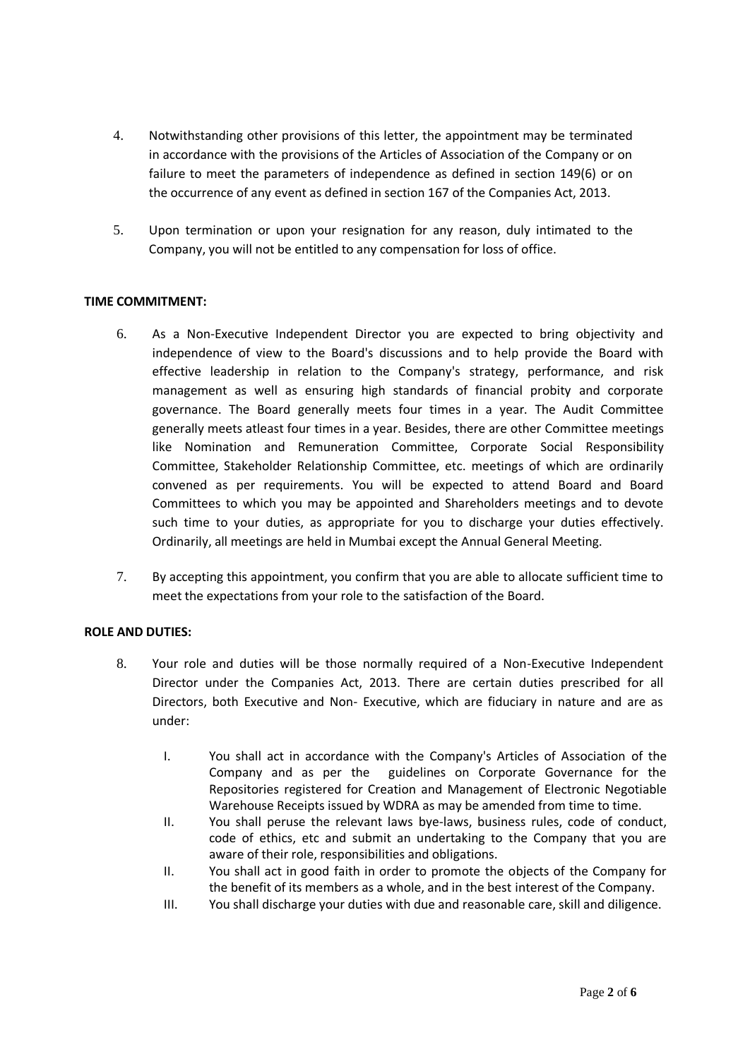4. Notwithstanding other provisions of this letter, the appointment may be terminated in accordance with the provisions of the Articles of Association of the Company or on failure to meet the parameters of independence as defined in section 149(6) or on the occurrence of any event as defined in section 167 of the Companies Act, 2013.

5. Upon termination or upon your resignation for any reason, duly intimated to the Company, you will not be entitled to any compensation for loss of office.

**TIME COMMITMENT:**

6. As a Non-Executive Independent Director you are expected to bring objectivity and independence of view to the Board's discussions and to help provide the Board with effective leadership in relation to the Company's strategy, performance, and risk management as well as ensuring high standards of financial probity and corporate governance. The Board generally meets four times in a year. The Audit Committee generally meets atleast four times in a year. Besides, there are other Committee meetings like Nomination and Remuneration Committee, Corporate Social Responsibility Committee, Stakeholder Relationship Committee, etc. meetings of which are ordinarily convened as per requirements. You will be expected to attend Board and Board Committees to which you may be appointed and Shareholders meetings and to devote such time to your duties, as appropriate for you to discharge your duties effectively. Ordinarily, all meetings are held in Mumbai except the Annual General Meeting.

7. By accepting this appointment, you confirm that you are able to allocate sufficient time to meet the expectations from your role to the satisfaction of the Board.

**ROLE AND DUTIES:**

8. Your role and duties will be those normally required of a Non-Executive Independent Director under the Companies Act, 2013. There are certain duties prescribed for all Directors, both Executive and Non- Executive, which are fiduciary in nature and are as under:

   I. You shall act in accordance with the Company's Articles of Association of the Company and as per the guidelines on Corporate Governance for the Repositories registered for Creation and Management of Electronic Negotiable Warehouse Receipts issued by WDRA as may be amended from time to time.

   II. You shall peruse the relevant laws bye-laws, business rules, code of conduct, code of ethics, etc and submit an undertaking to the Company that you are aware of their role, responsibilities and obligations.

   II. You shall act in good faith in order to promote the objects of the Company for the benefit of its members as a whole, and in the best interest of the Company.

   III. You shall discharge your duties with due and reasonable care, skill and diligence.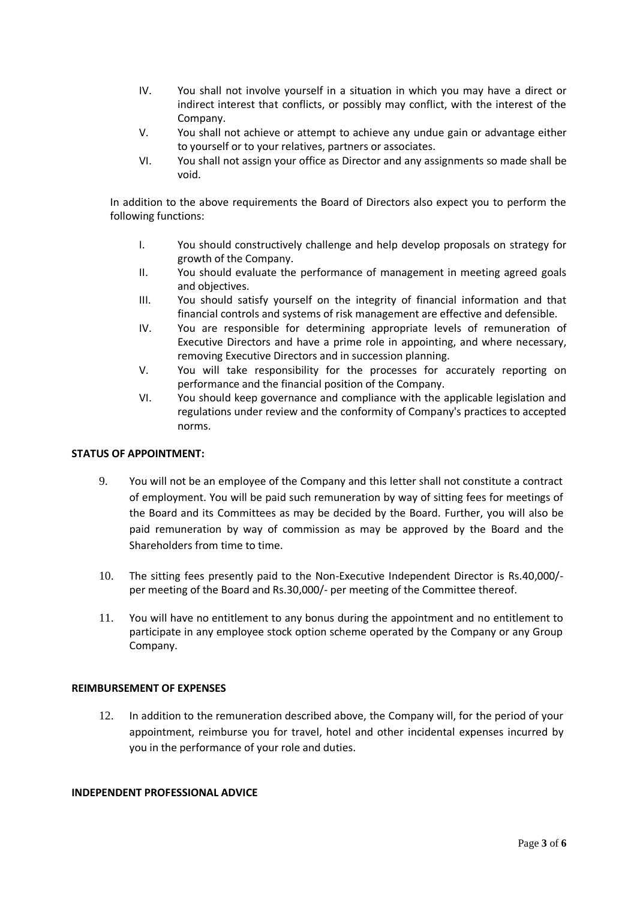IV. You shall not involve yourself in a situation in which you may have a direct or indirect interest that conflicts, or possibly may conflict, with the interest of the Company.

V. You shall not achieve or attempt to achieve any undue gain or advantage either to yourself or to your relatives, partners or associates.

VI. You shall not assign your office as Director and any assignments so made shall be void.

In addition to the above requirements the Board of Directors also expect you to perform the following functions:

I. You should constructively challenge and help develop proposals on strategy for growth of the Company.

II. You should evaluate the performance of management in meeting agreed goals and objectives.

III. You should satisfy yourself on the integrity of financial information and that financial controls and systems of risk management are effective and defensible.

IV. You are responsible for determining appropriate levels of remuneration of Executive Directors and have a prime role in appointing, and where necessary, removing Executive Directors and in succession planning.

V. You will take responsibility for the processes for accurately reporting on performance and the financial position of the Company.

VI. You should keep governance and compliance with the applicable legislation and regulations under review and the conformity of Company's practices to accepted norms.

**STATUS OF APPOINTMENT:**

9. You will not be an employee of the Company and this letter shall not constitute a contract of employment. You will be paid such remuneration by way of sitting fees for meetings of the Board and its Committees as may be decided by the Board. Further, you will also be paid remuneration by way of commission as may be approved by the Board and the Shareholders from time to time.

10. The sitting fees presently paid to the Non-Executive Independent Director is Rs.40,000/- per meeting of the Board and Rs.30,000/- per meeting of the Committee thereof.

11. You will have no entitlement to any bonus during the appointment and no entitlement to participate in any employee stock option scheme operated by the Company or any Group Company.

**REIMBURSEMENT OF EXPENSES**

12. In addition to the remuneration described above, the Company will, for the period of your appointment, reimburse you for travel, hotel and other incidental expenses incurred by you in the performance of your role and duties.

**INDEPENDENT PROFESSIONAL ADVICE**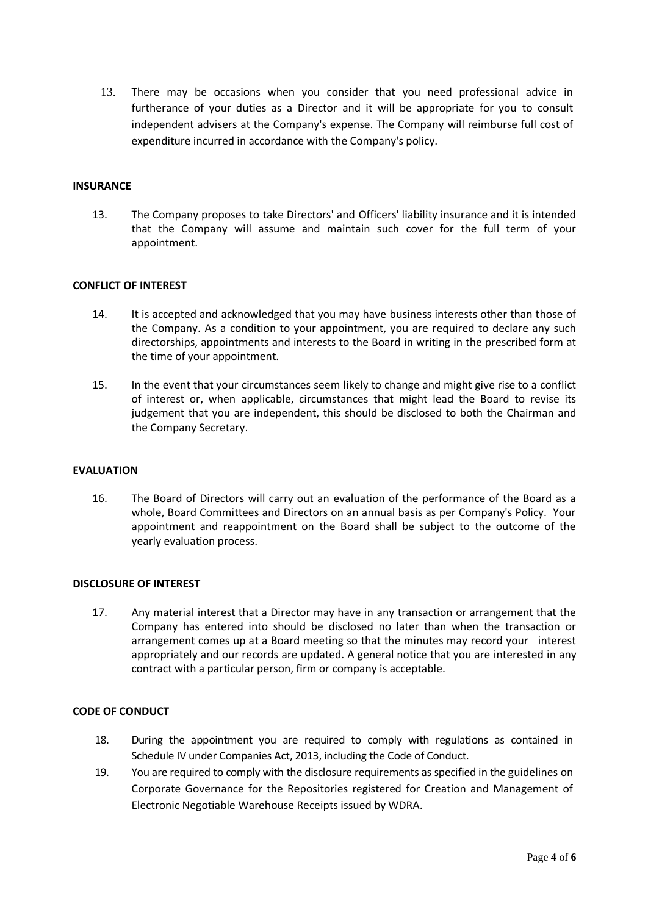13. There may be occasions when you consider that you need professional advice in furtherance of your duties as a Director and it will be appropriate for you to consult independent advisers at the Company's expense. The Company will reimburse full cost of expenditure incurred in accordance with the Company's policy.

**INSURANCE**

13. The Company proposes to take Directors' and Officers' liability insurance and it is intended that the Company will assume and maintain such cover for the full term of your appointment.

**CONFLICT OF INTEREST**

14. It is accepted and acknowledged that you may have business interests other than those of the Company. As a condition to your appointment, you are required to declare any such directorships, appointments and interests to the Board in writing in the prescribed form at the time of your appointment.

15. In the event that your circumstances seem likely to change and might give rise to a conflict of interest or, when applicable, circumstances that might lead the Board to revise its judgement that you are independent, this should be disclosed to both the Chairman and the Company Secretary.

**EVALUATION**

16. The Board of Directors will carry out an evaluation of the performance of the Board as a whole, Board Committees and Directors on an annual basis as per Company's Policy. Your appointment and reappointment on the Board shall be subject to the outcome of the yearly evaluation process.

**DISCLOSURE OF INTEREST**

17. Any material interest that a Director may have in any transaction or arrangement that the Company has entered into should be disclosed no later than when the transaction or arrangement comes up at a Board meeting so that the minutes may record your interest appropriately and our records are updated. A general notice that you are interested in any contract with a particular person, firm or company is acceptable.

**CODE OF CONDUCT**

18. During the appointment you are required to comply with regulations as contained in Schedule IV under Companies Act, 2013, including the Code of Conduct.
19. You are required to comply with the disclosure requirements as specified in the guidelines on Corporate Governance for the Repositories registered for Creation and Management of Electronic Negotiable Warehouse Receipts issued by WDRA.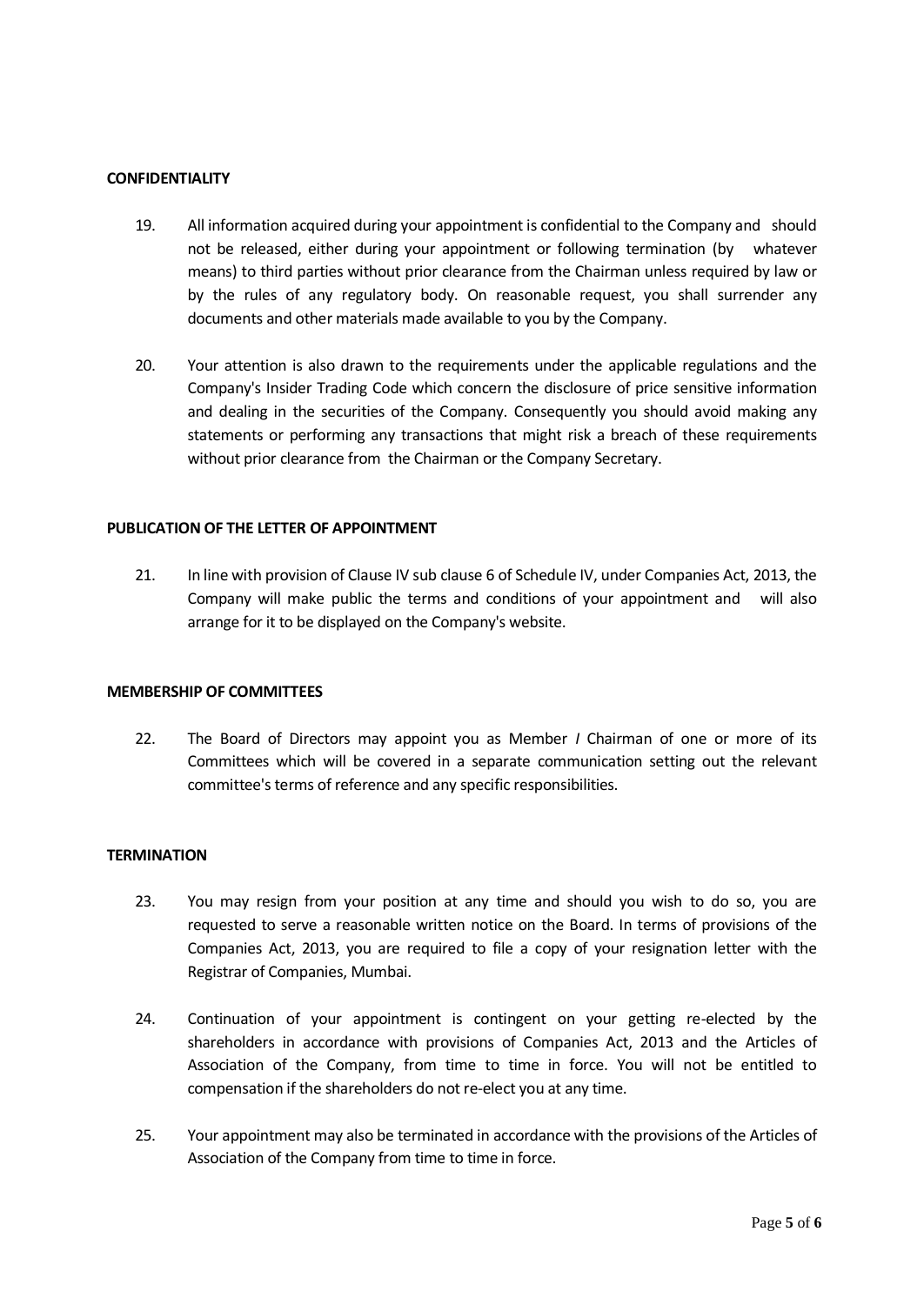**CONFIDENTIALITY**

19. All information acquired during your appointment is confidential to the Company and should not be released, either during your appointment or following termination (by whatever means) to third parties without prior clearance from the Chairman unless required by law or by the rules of any regulatory body. On reasonable request, you shall surrender any documents and other materials made available to you by the Company.

20. Your attention is also drawn to the requirements under the applicable regulations and the Company's Insider Trading Code which concern the disclosure of price sensitive information and dealing in the securities of the Company. Consequently you should avoid making any statements or performing any transactions that might risk a breach of these requirements without prior clearance from the Chairman or the Company Secretary.

**PUBLICATION OF THE LETTER OF APPOINTMENT**

21. In line with provision of Clause IV sub clause 6 of Schedule IV, under Companies Act, 2013, the Company will make public the terms and conditions of your appointment and will also arrange for it to be displayed on the Company's website.

**MEMBERSHIP OF COMMITTEES**

22. The Board of Directors may appoint you as Member / Chairman of one or more of its Committees which will be covered in a separate communication setting out the relevant committee's terms of reference and any specific responsibilities.

**TERMINATION**

23. You may resign from your position at any time and should you wish to do so, you are requested to serve a reasonable written notice on the Board. In terms of provisions of the Companies Act, 2013, you are required to file a copy of your resignation letter with the Registrar of Companies, Mumbai.

24. Continuation of your appointment is contingent on your getting re-elected by the shareholders in accordance with provisions of Companies Act, 2013 and the Articles of Association of the Company, from time to time in force. You will not be entitled to compensation if the shareholders do not re-elect you at any time.

25. Your appointment may also be terminated in accordance with the provisions of the Articles of Association of the Company from time to time in force.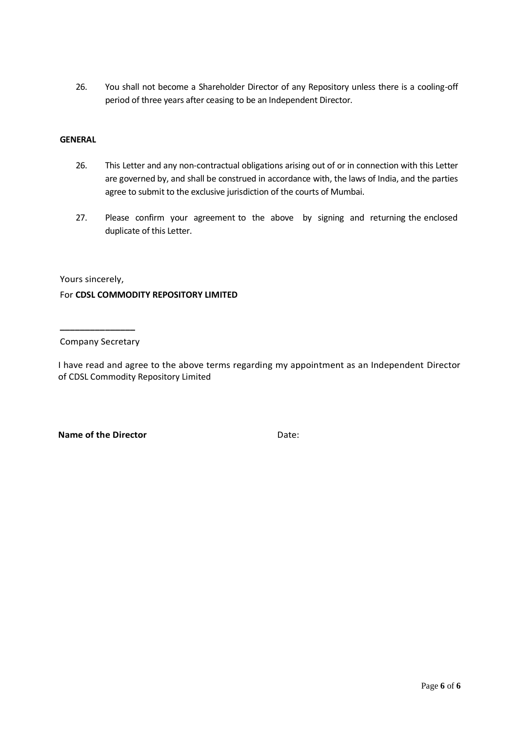26. You shall not become a Shareholder Director of any Repository unless there is a cooling-off period of three years after ceasing to be an Independent Director.

**GENERAL**

26. This Letter and any non-contractual obligations arising out of or in connection with this Letter are governed by, and shall be construed in accordance with, the laws of India, and the parties agree to submit to the exclusive jurisdiction of the courts of Mumbai.

27. Please confirm your agreement to the above by signing and returning the enclosed duplicate of this Letter.

Yours sincerely,

For **CDSL COMMODITY REPOSITORY LIMITED**

**\_\_\_\_\_\_\_\_\_\_\_\_\_\_\_\_**

Company Secretary

I have read and agree to the above terms regarding my appointment as an Independent Director of CDSL Commodity Repository Limited

**Name of the Director** Date: